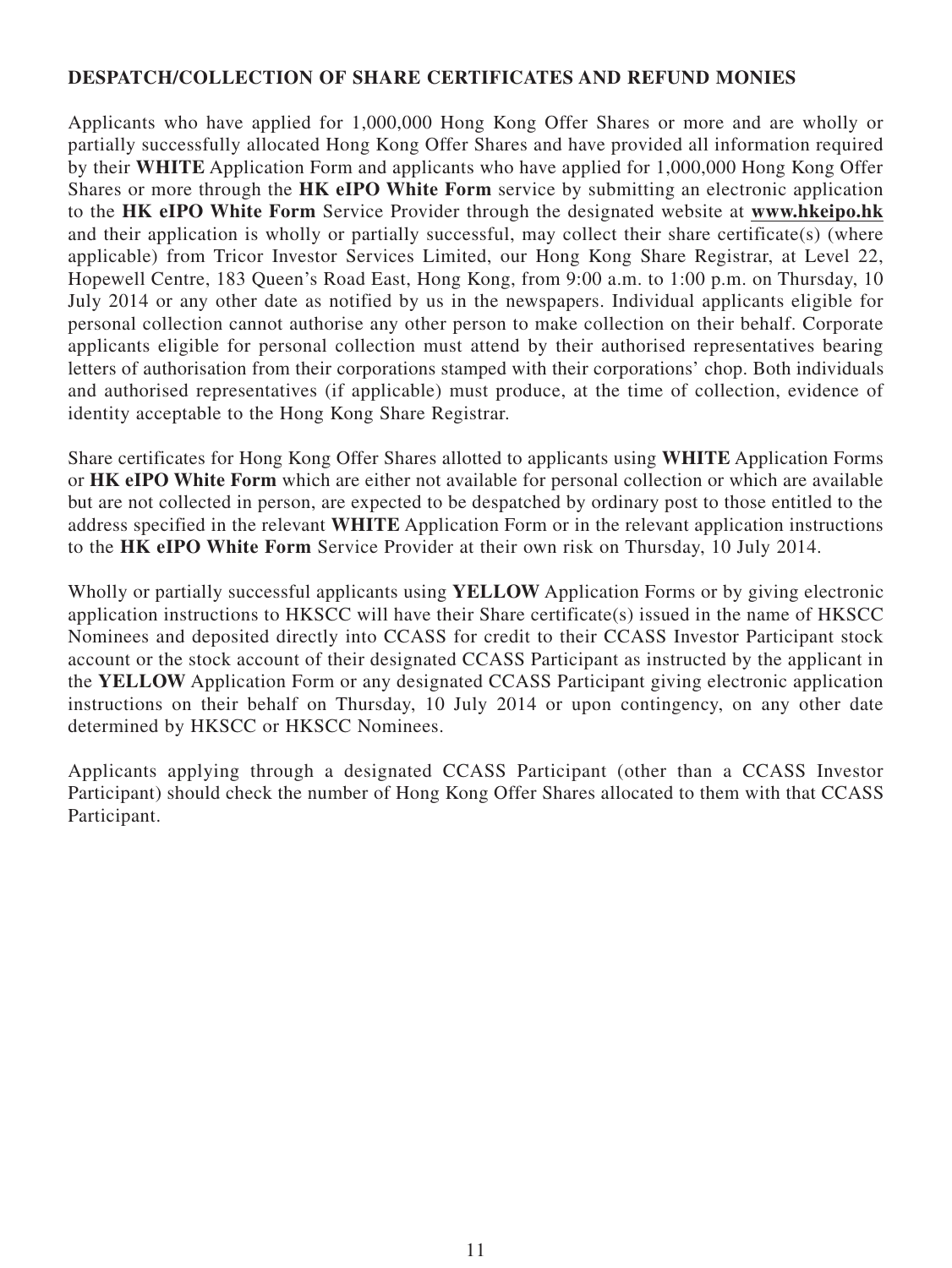**DESPATCH/COLLECTION OF SHARE CERTIFICATES AND REFUND MONIES**

Applicants who have applied for 1,000,000 Hong Kong Offer Shares or more and are wholly or partially successfully allocated Hong Kong Offer Shares and have provided all information required by their **WHITE** Application Form and applicants who have applied for 1,000,000 Hong Kong Offer Shares or more through the **HK eIPO White Form** service by submitting an electronic application to the **HK eIPO White Form** Service Provider through the designated website at **www.hkeipo.hk** and their application is wholly or partially successful, may collect their share certificate(s) (where applicable) from Tricor Investor Services Limited, our Hong Kong Share Registrar, at Level 22, Hopewell Centre, 183 Queen's Road East, Hong Kong, from 9:00 a.m. to 1:00 p.m. on Thursday, 10 July 2014 or any other date as notified by us in the newspapers. Individual applicants eligible for personal collection cannot authorise any other person to make collection on their behalf. Corporate applicants eligible for personal collection must attend by their authorised representatives bearing letters of authorisation from their corporations stamped with their corporations' chop. Both individuals and authorised representatives (if applicable) must produce, at the time of collection, evidence of identity acceptable to the Hong Kong Share Registrar.

Share certificates for Hong Kong Offer Shares allotted to applicants using **WHITE** Application Forms or **HK eIPO White Form** which are either not available for personal collection or which are available but are not collected in person, are expected to be despatched by ordinary post to those entitled to the address specified in the relevant **WHITE** Application Form or in the relevant application instructions to the **HK eIPO White Form** Service Provider at their own risk on Thursday, 10 July 2014.

Wholly or partially successful applicants using **YELLOW** Application Forms or by giving electronic application instructions to HKSCC will have their Share certificate(s) issued in the name of HKSCC Nominees and deposited directly into CCASS for credit to their CCASS Investor Participant stock account or the stock account of their designated CCASS Participant as instructed by the applicant in the **YELLOW** Application Form or any designated CCASS Participant giving electronic application instructions on their behalf on Thursday, 10 July 2014 or upon contingency, on any other date determined by HKSCC or HKSCC Nominees.

Applicants applying through a designated CCASS Participant (other than a CCASS Investor Participant) should check the number of Hong Kong Offer Shares allocated to them with that CCASS Participant.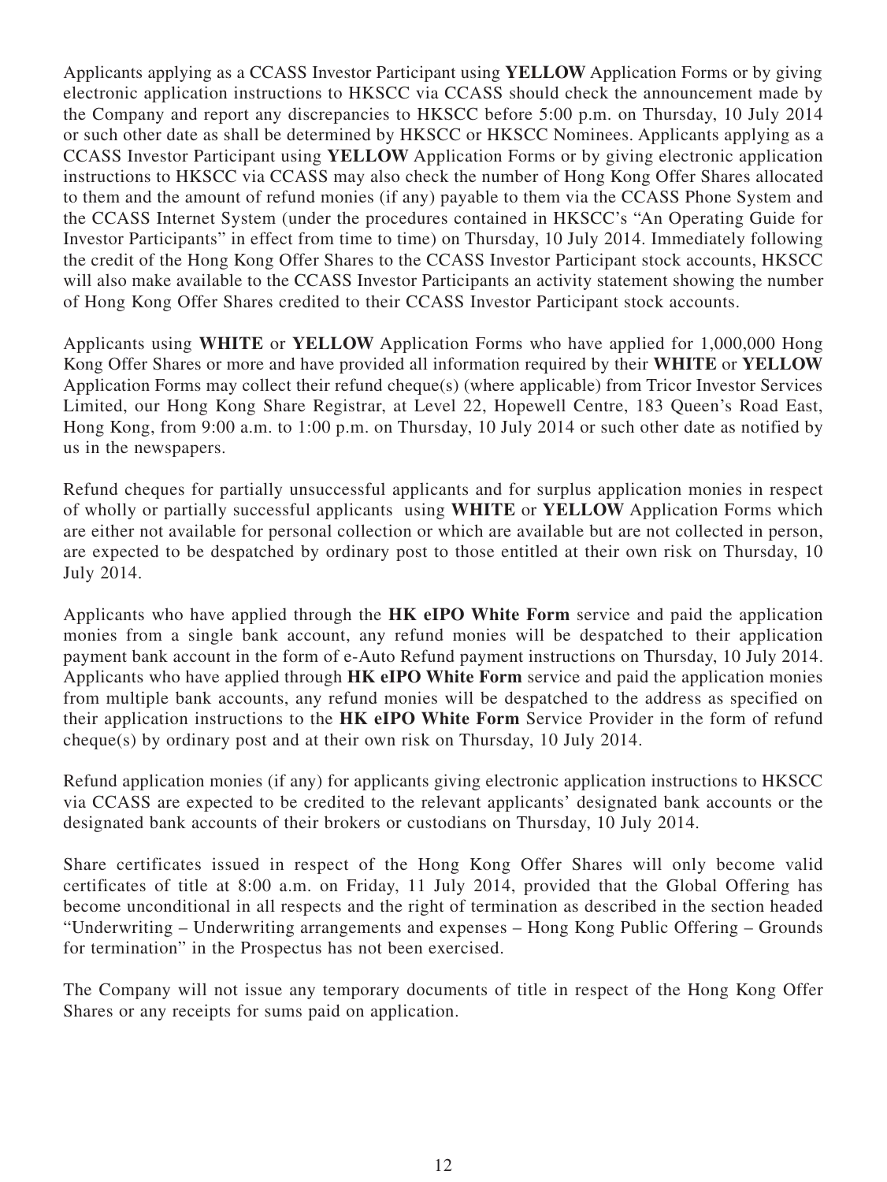Applicants applying as a CCASS Investor Participant using **YELLOW** Application Forms or by giving electronic application instructions to HKSCC via CCASS should check the announcement made by the Company and report any discrepancies to HKSCC before 5:00 p.m. on Thursday, 10 July 2014 or such other date as shall be determined by HKSCC or HKSCC Nominees. Applicants applying as a CCASS Investor Participant using **YELLOW** Application Forms or by giving electronic application instructions to HKSCC via CCASS may also check the number of Hong Kong Offer Shares allocated to them and the amount of refund monies (if any) payable to them via the CCASS Phone System and the CCASS Internet System (under the procedures contained in HKSCC's "An Operating Guide for Investor Participants" in effect from time to time) on Thursday, 10 July 2014. Immediately following the credit of the Hong Kong Offer Shares to the CCASS Investor Participant stock accounts, HKSCC will also make available to the CCASS Investor Participants an activity statement showing the number of Hong Kong Offer Shares credited to their CCASS Investor Participant stock accounts.

Applicants using **WHITE** or **YELLOW** Application Forms who have applied for 1,000,000 Hong Kong Offer Shares or more and have provided all information required by their **WHITE** or **YELLOW** Application Forms may collect their refund cheque(s) (where applicable) from Tricor Investor Services Limited, our Hong Kong Share Registrar, at Level 22, Hopewell Centre, 183 Queen's Road East, Hong Kong, from 9:00 a.m. to 1:00 p.m. on Thursday, 10 July 2014 or such other date as notified by us in the newspapers.

Refund cheques for partially unsuccessful applicants and for surplus application monies in respect of wholly or partially successful applicants using **WHITE** or **YELLOW** Application Forms which are either not available for personal collection or which are available but are not collected in person, are expected to be despatched by ordinary post to those entitled at their own risk on Thursday, 10 July 2014.

Applicants who have applied through the **HK eIPO White Form** service and paid the application monies from a single bank account, any refund monies will be despatched to their application payment bank account in the form of e-Auto Refund payment instructions on Thursday, 10 July 2014. Applicants who have applied through **HK eIPO White Form** service and paid the application monies from multiple bank accounts, any refund monies will be despatched to the address as specified on their application instructions to the **HK eIPO White Form** Service Provider in the form of refund cheque(s) by ordinary post and at their own risk on Thursday, 10 July 2014.

Refund application monies (if any) for applicants giving electronic application instructions to HKSCC via CCASS are expected to be credited to the relevant applicants' designated bank accounts or the designated bank accounts of their brokers or custodians on Thursday, 10 July 2014.

Share certificates issued in respect of the Hong Kong Offer Shares will only become valid certificates of title at 8:00 a.m. on Friday, 11 July 2014, provided that the Global Offering has become unconditional in all respects and the right of termination as described in the section headed "Underwriting – Underwriting arrangements and expenses – Hong Kong Public Offering – Grounds for termination" in the Prospectus has not been exercised.

The Company will not issue any temporary documents of title in respect of the Hong Kong Offer Shares or any receipts for sums paid on application.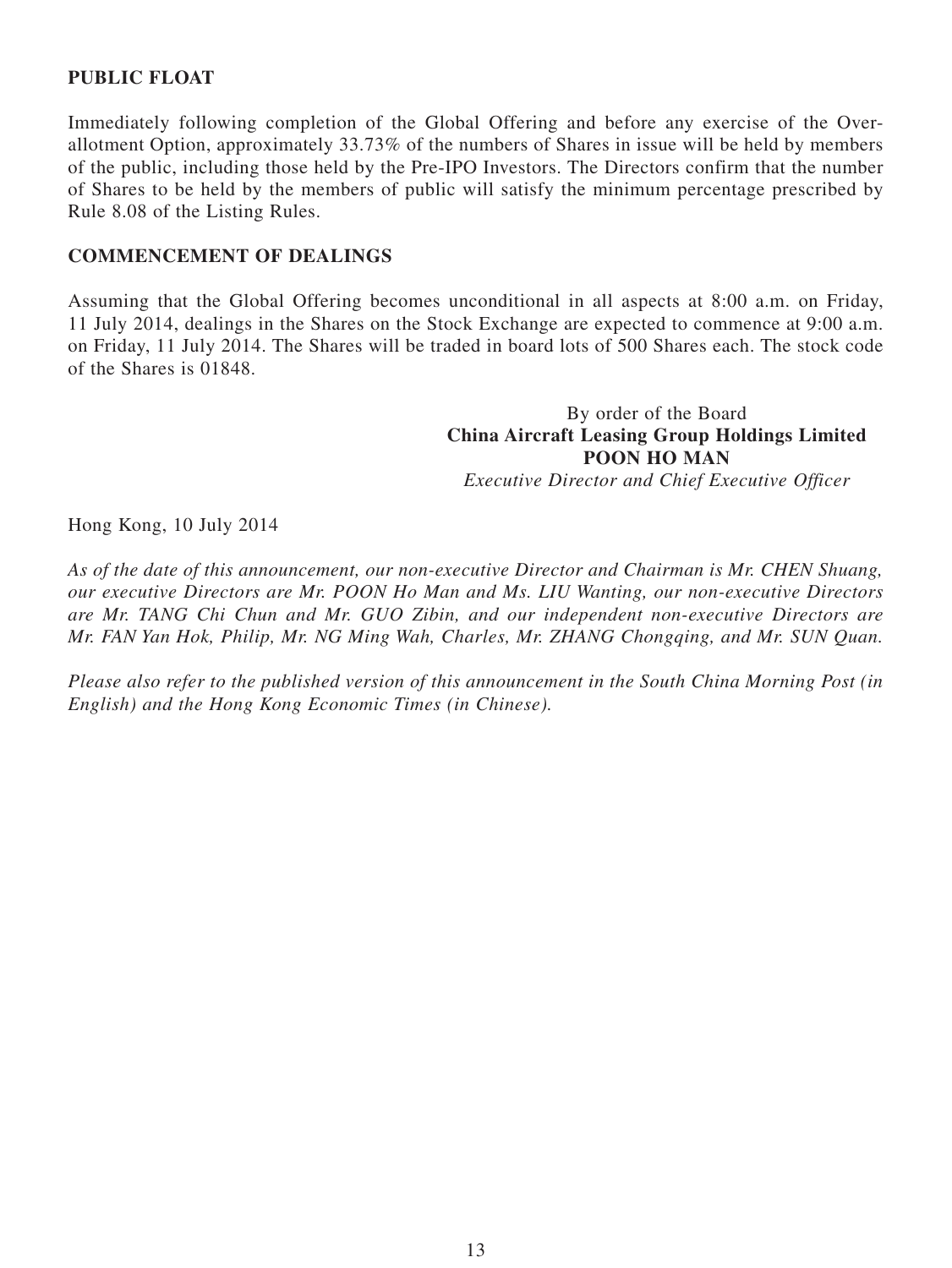## PUBLIC FLOAT

Immediately following completion of the Global Offering and before any exercise of the Over-allotment Option, approximately 33.73% of the numbers of Shares in issue will be held by members of the public, including those held by the Pre-IPO Investors. The Directors confirm that the number of Shares to be held by the members of public will satisfy the minimum percentage prescribed by Rule 8.08 of the Listing Rules.

## COMMENCEMENT OF DEALINGS

Assuming that the Global Offering becomes unconditional in all aspects at 8:00 a.m. on Friday, 11 July 2014, dealings in the Shares on the Stock Exchange are expected to commence at 9:00 a.m. on Friday, 11 July 2014. The Shares will be traded in board lots of 500 Shares each. The stock code of the Shares is 01848.

By order of the Board
**China Aircraft Leasing Group Holdings Limited**
**POON HO MAN**
*Executive Director and Chief Executive Officer*

Hong Kong, 10 July 2014

*As of the date of this announcement, our non-executive Director and Chairman is Mr. CHEN Shuang, our executive Directors are Mr. POON Ho Man and Ms. LIU Wanting, our non-executive Directors are Mr. TANG Chi Chun and Mr. GUO Zibin, and our independent non-executive Directors are Mr. FAN Yan Hok, Philip, Mr. NG Ming Wah, Charles, Mr. ZHANG Chongqing, and Mr. SUN Quan.*

*Please also refer to the published version of this announcement in the South China Morning Post (in English) and the Hong Kong Economic Times (in Chinese).*